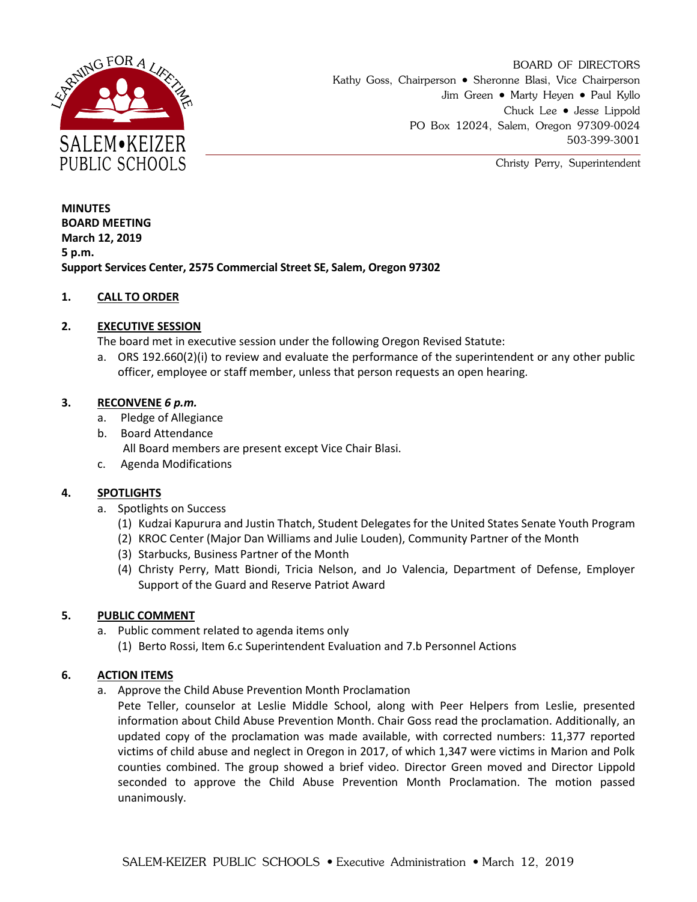BOARD OF DIRECTORS
Kathy Goss, Chairperson • Sheronne Blasi, Vice Chairperson
Jim Green • Marty Heyen • Paul Kyllo
Chuck Lee • Jesse Lippold
PO Box 12024, Salem, Oregon 97309-0024
503-399-3001

Christy Perry, Superintendent

**MINUTES**
**BOARD MEETING**
**March 12, 2019**
**5 p.m.**
**Support Services Center, 2575 Commercial Street SE, Salem, Oregon 97302**

## 1. CALL TO ORDER

## 2. EXECUTIVE SESSION

The board met in executive session under the following Oregon Revised Statute:

a. ORS 192.660(2)(i) to review and evaluate the performance of the superintendent or any other public officer, employee or staff member, unless that person requests an open hearing.

## 3. RECONVENE *6 p.m.*

a. Pledge of Allegiance
b. Board Attendance
   All Board members are present except Vice Chair Blasi.
c. Agenda Modifications

## 4. SPOTLIGHTS

a. Spotlights on Success
   (1) Kudzai Kapurura and Justin Thatch, Student Delegates for the United States Senate Youth Program
   (2) KROC Center (Major Dan Williams and Julie Louden), Community Partner of the Month
   (3) Starbucks, Business Partner of the Month
   (4) Christy Perry, Matt Biondi, Tricia Nelson, and Jo Valencia, Department of Defense, Employer Support of the Guard and Reserve Patriot Award

## 5. PUBLIC COMMENT

a. Public comment related to agenda items only
   (1) Berto Rossi, Item 6.c Superintendent Evaluation and 7.b Personnel Actions

## 6. ACTION ITEMS

a. Approve the Child Abuse Prevention Month Proclamation
   Pete Teller, counselor at Leslie Middle School, along with Peer Helpers from Leslie, presented information about Child Abuse Prevention Month. Chair Goss read the proclamation. Additionally, an updated copy of the proclamation was made available, with corrected numbers: 11,377 reported victims of child abuse and neglect in Oregon in 2017, of which 1,347 were victims in Marion and Polk counties combined. The group showed a brief video. Director Green moved and Director Lippold seconded to approve the Child Abuse Prevention Month Proclamation. The motion passed unanimously.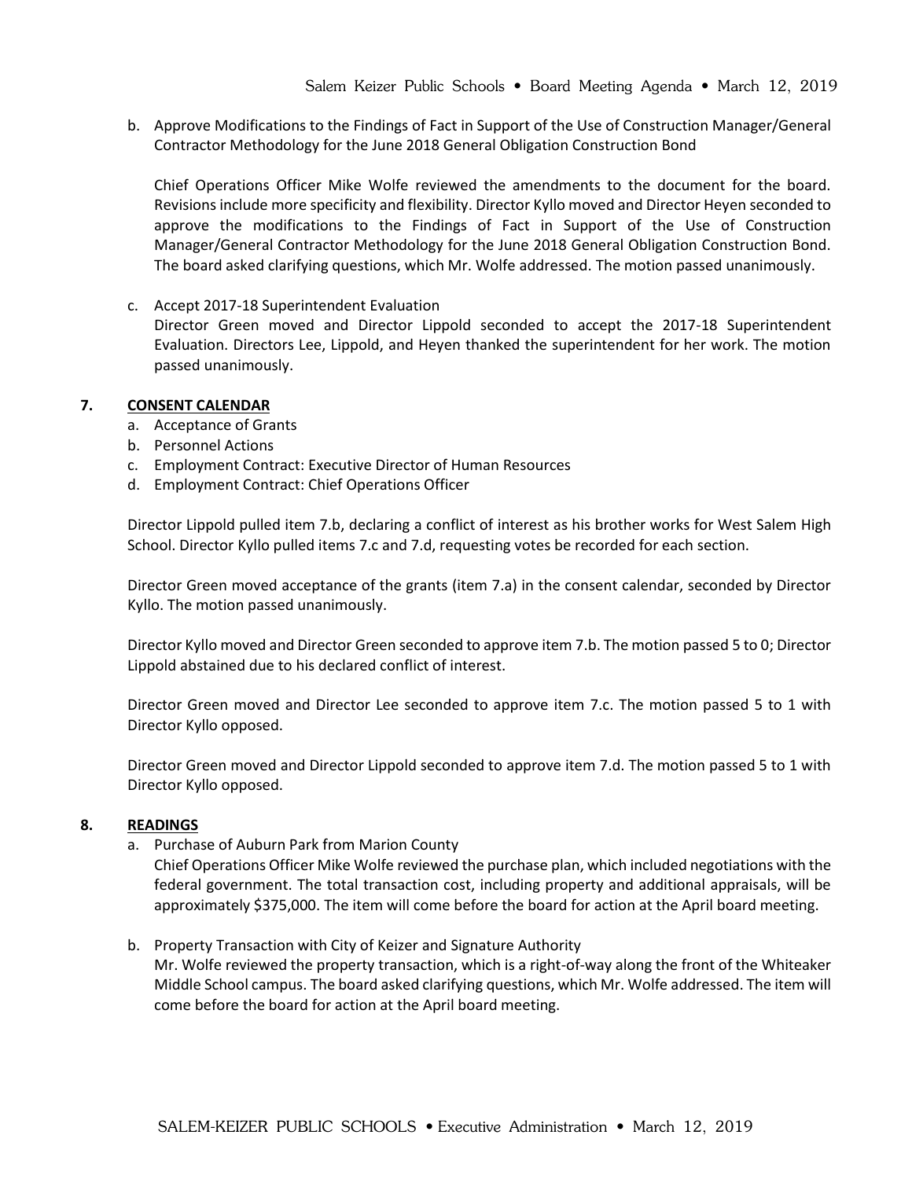b. Approve Modifications to the Findings of Fact in Support of the Use of Construction Manager/General Contractor Methodology for the June 2018 General Obligation Construction Bond

   Chief Operations Officer Mike Wolfe reviewed the amendments to the document for the board. Revisions include more specificity and flexibility. Director Kyllo moved and Director Heyen seconded to approve the modifications to the Findings of Fact in Support of the Use of Construction Manager/General Contractor Methodology for the June 2018 General Obligation Construction Bond. The board asked clarifying questions, which Mr. Wolfe addressed. The motion passed unanimously.

c. Accept 2017-18 Superintendent Evaluation
   Director Green moved and Director Lippold seconded to accept the 2017-18 Superintendent Evaluation. Directors Lee, Lippold, and Heyen thanked the superintendent for her work. The motion passed unanimously.

## 7. CONSENT CALENDAR

a. Acceptance of Grants
b. Personnel Actions
c. Employment Contract: Executive Director of Human Resources
d. Employment Contract: Chief Operations Officer

Director Lippold pulled item 7.b, declaring a conflict of interest as his brother works for West Salem High School. Director Kyllo pulled items 7.c and 7.d, requesting votes be recorded for each section.

Director Green moved acceptance of the grants (item 7.a) in the consent calendar, seconded by Director Kyllo. The motion passed unanimously.

Director Kyllo moved and Director Green seconded to approve item 7.b. The motion passed 5 to 0; Director Lippold abstained due to his declared conflict of interest.

Director Green moved and Director Lee seconded to approve item 7.c. The motion passed 5 to 1 with Director Kyllo opposed.

Director Green moved and Director Lippold seconded to approve item 7.d. The motion passed 5 to 1 with Director Kyllo opposed.

## 8. READINGS

a. Purchase of Auburn Park from Marion County
   Chief Operations Officer Mike Wolfe reviewed the purchase plan, which included negotiations with the federal government. The total transaction cost, including property and additional appraisals, will be approximately $375,000. The item will come before the board for action at the April board meeting.

b. Property Transaction with City of Keizer and Signature Authority
   Mr. Wolfe reviewed the property transaction, which is a right-of-way along the front of the Whiteaker Middle School campus. The board asked clarifying questions, which Mr. Wolfe addressed. The item will come before the board for action at the April board meeting.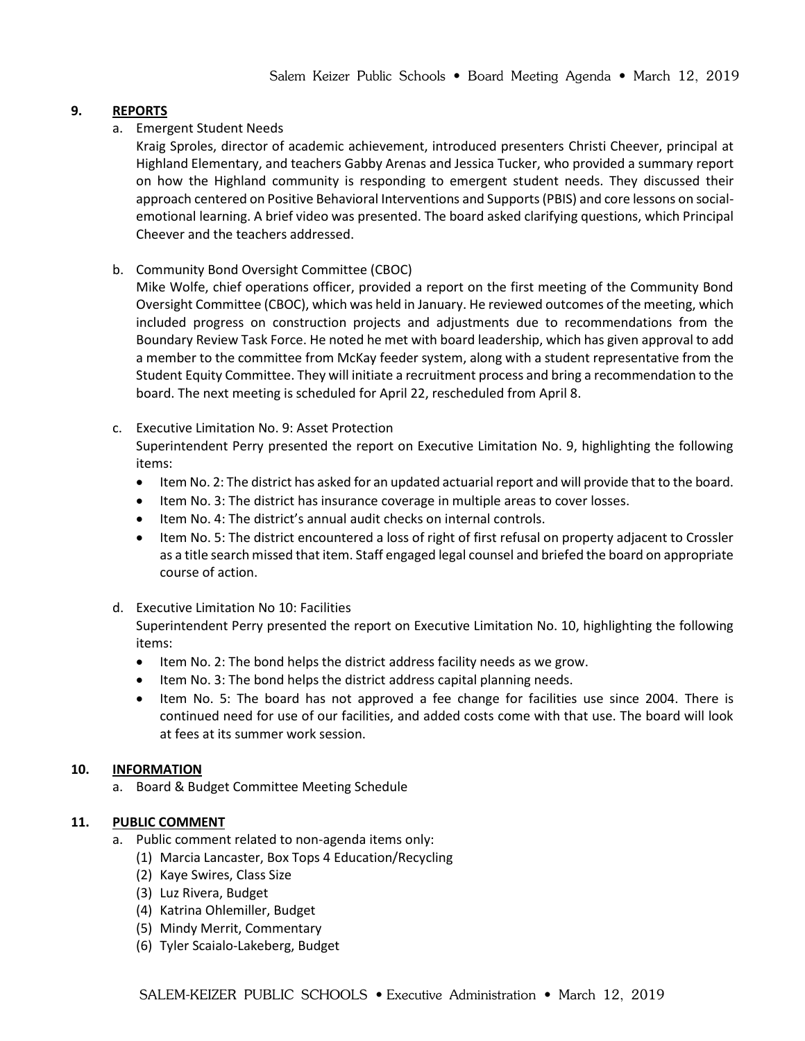## 9. REPORTS

a. Emergent Student Needs

Kraig Sproles, director of academic achievement, introduced presenters Christi Cheever, principal at Highland Elementary, and teachers Gabby Arenas and Jessica Tucker, who provided a summary report on how the Highland community is responding to emergent student needs. They discussed their approach centered on Positive Behavioral Interventions and Supports (PBIS) and core lessons on social-emotional learning. A brief video was presented. The board asked clarifying questions, which Principal Cheever and the teachers addressed.

b. Community Bond Oversight Committee (CBOC)

Mike Wolfe, chief operations officer, provided a report on the first meeting of the Community Bond Oversight Committee (CBOC), which was held in January. He reviewed outcomes of the meeting, which included progress on construction projects and adjustments due to recommendations from the Boundary Review Task Force. He noted he met with board leadership, which has given approval to add a member to the committee from McKay feeder system, along with a student representative from the Student Equity Committee. They will initiate a recruitment process and bring a recommendation to the board. The next meeting is scheduled for April 22, rescheduled from April 8.

c. Executive Limitation No. 9: Asset Protection

Superintendent Perry presented the report on Executive Limitation No. 9, highlighting the following items:

- Item No. 2: The district has asked for an updated actuarial report and will provide that to the board.
- Item No. 3: The district has insurance coverage in multiple areas to cover losses.
- Item No. 4: The district's annual audit checks on internal controls.
- Item No. 5: The district encountered a loss of right of first refusal on property adjacent to Crossler as a title search missed that item. Staff engaged legal counsel and briefed the board on appropriate course of action.

d. Executive Limitation No 10: Facilities

Superintendent Perry presented the report on Executive Limitation No. 10, highlighting the following items:

- Item No. 2: The bond helps the district address facility needs as we grow.
- Item No. 3: The bond helps the district address capital planning needs.
- Item No. 5: The board has not approved a fee change for facilities use since 2004. There is continued need for use of our facilities, and added costs come with that use. The board will look at fees at its summer work session.

## 10. INFORMATION

a. Board & Budget Committee Meeting Schedule

## 11. PUBLIC COMMENT

a. Public comment related to non-agenda items only:

(1) Marcia Lancaster, Box Tops 4 Education/Recycling
(2) Kaye Swires, Class Size
(3) Luz Rivera, Budget
(4) Katrina Ohlemiller, Budget
(5) Mindy Merrit, Commentary
(6) Tyler Scaialo-Lakeberg, Budget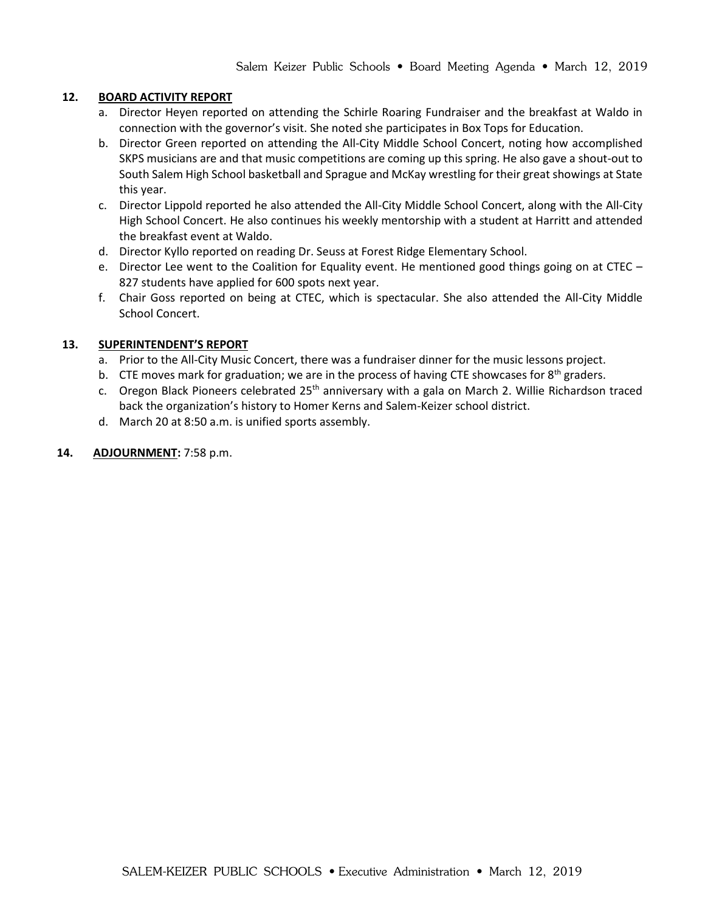## 12. BOARD ACTIVITY REPORT

a. Director Heyen reported on attending the Schirle Roaring Fundraiser and the breakfast at Waldo in connection with the governor's visit. She noted she participates in Box Tops for Education.
b. Director Green reported on attending the All-City Middle School Concert, noting how accomplished SKPS musicians are and that music competitions are coming up this spring. He also gave a shout-out to South Salem High School basketball and Sprague and McKay wrestling for their great showings at State this year.
c. Director Lippold reported he also attended the All-City Middle School Concert, along with the All-City High School Concert. He also continues his weekly mentorship with a student at Harritt and attended the breakfast event at Waldo.
d. Director Kyllo reported on reading Dr. Seuss at Forest Ridge Elementary School.
e. Director Lee went to the Coalition for Equality event. He mentioned good things going on at CTEC – 827 students have applied for 600 spots next year.
f. Chair Goss reported on being at CTEC, which is spectacular. She also attended the All-City Middle School Concert.

## 13. SUPERINTENDENT'S REPORT

a. Prior to the All-City Music Concert, there was a fundraiser dinner for the music lessons project.
b. CTE moves mark for graduation; we are in the process of having CTE showcases for 8th graders.
c. Oregon Black Pioneers celebrated 25th anniversary with a gala on March 2. Willie Richardson traced back the organization's history to Homer Kerns and Salem-Keizer school district.
d. March 20 at 8:50 a.m. is unified sports assembly.

## 14. ADJOURNMENT: 7:58 p.m.